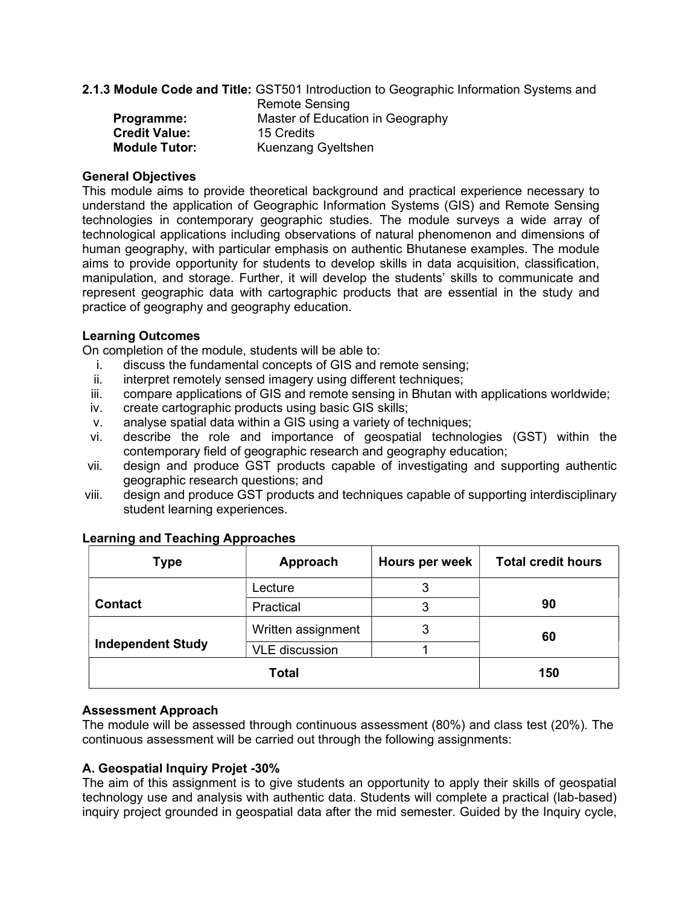**2.1.3 Module Code and Title:** GST501 Introduction to Geographic Information Systems and Remote Sensing

**Programme:** Master of Education in Geography
**Credit Value:** 15 Credits
**Module Tutor:** Kuenzang Gyeltshen

**General Objectives**

This module aims to provide theoretical background and practical experience necessary to understand the application of Geographic Information Systems (GIS) and Remote Sensing technologies in contemporary geographic studies. The module surveys a wide array of technological applications including observations of natural phenomenon and dimensions of human geography, with particular emphasis on authentic Bhutanese examples. The module aims to provide opportunity for students to develop skills in data acquisition, classification, manipulation, and storage. Further, it will develop the students' skills to communicate and represent geographic data with cartographic products that are essential in the study and practice of geography and geography education.

**Learning Outcomes**

On completion of the module, students will be able to:

i. discuss the fundamental concepts of GIS and remote sensing;
ii. interpret remotely sensed imagery using different techniques;
iii. compare applications of GIS and remote sensing in Bhutan with applications worldwide;
iv. create cartographic products using basic GIS skills;
v. analyse spatial data within a GIS using a variety of techniques;
vi. describe the role and importance of geospatial technologies (GST) within the contemporary field of geographic research and geography education;
vii. design and produce GST products capable of investigating and supporting authentic geographic research questions; and
viii. design and produce GST products and techniques capable of supporting interdisciplinary student learning experiences.

**Learning and Teaching Approaches**

| Type | Approach | Hours per week | Total credit hours |
|---|---|---|---|
| Contact | Lecture | 3 | 90 |
| | Practical | 3 | |
| Independent Study | Written assignment | 3 | 60 |
| | VLE discussion | 1 | |
| Total | | | 150 |

**Assessment Approach**

The module will be assessed through continuous assessment (80%) and class test (20%). The continuous assessment will be carried out through the following assignments:

**A. Geospatial Inquiry Projet -30%**

The aim of this assignment is to give students an opportunity to apply their skills of geospatial technology use and analysis with authentic data. Students will complete a practical (lab-based) inquiry project grounded in geospatial data after the mid semester. Guided by the Inquiry cycle,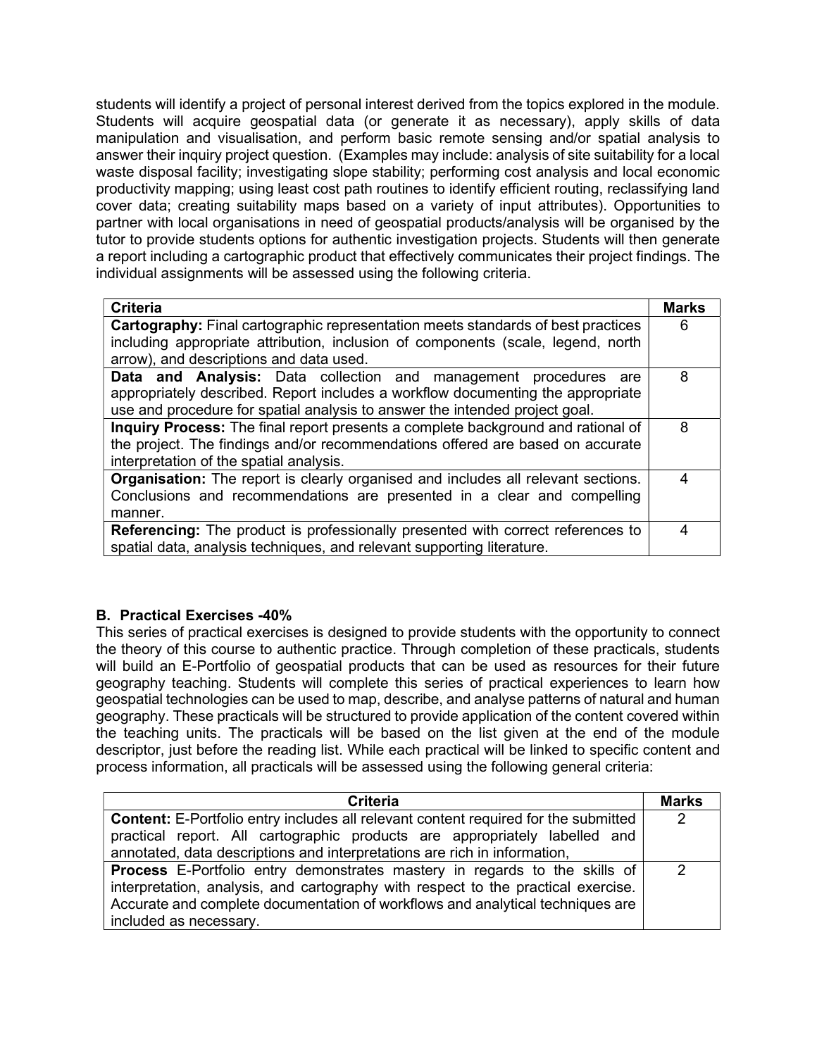students will identify a project of personal interest derived from the topics explored in the module. Students will acquire geospatial data (or generate it as necessary), apply skills of data manipulation and visualisation, and perform basic remote sensing and/or spatial analysis to answer their inquiry project question. (Examples may include: analysis of site suitability for a local waste disposal facility; investigating slope stability; performing cost analysis and local economic productivity mapping; using least cost path routines to identify efficient routing, reclassifying land cover data; creating suitability maps based on a variety of input attributes). Opportunities to partner with local organisations in need of geospatial products/analysis will be organised by the tutor to provide students options for authentic investigation projects. Students will then generate a report including a cartographic product that effectively communicates their project findings. The individual assignments will be assessed using the following criteria.

| Criteria | Marks |
| --- | --- |
| **Cartography:** Final cartographic representation meets standards of best practices including appropriate attribution, inclusion of components (scale, legend, north arrow), and descriptions and data used. | 6 |
| **Data and Analysis:** Data collection and management procedures are appropriately described. Report includes a workflow documenting the appropriate use and procedure for spatial analysis to answer the intended project goal. | 8 |
| **Inquiry Process:** The final report presents a complete background and rational of the project. The findings and/or recommendations offered are based on accurate interpretation of the spatial analysis. | 8 |
| **Organisation:** The report is clearly organised and includes all relevant sections. Conclusions and recommendations are presented in a clear and compelling manner. | 4 |
| **Referencing:** The product is professionally presented with correct references to spatial data, analysis techniques, and relevant supporting literature. | 4 |

### B. Practical Exercises -40%

This series of practical exercises is designed to provide students with the opportunity to connect the theory of this course to authentic practice. Through completion of these practicals, students will build an E-Portfolio of geospatial products that can be used as resources for their future geography teaching. Students will complete this series of practical experiences to learn how geospatial technologies can be used to map, describe, and analyse patterns of natural and human geography. These practicals will be structured to provide application of the content covered within the teaching units. The practicals will be based on the list given at the end of the module descriptor, just before the reading list. While each practical will be linked to specific content and process information, all practicals will be assessed using the following general criteria:

| Criteria | Marks |
| --- | --- |
| **Content:** E-Portfolio entry includes all relevant content required for the submitted practical report. All cartographic products are appropriately labelled and annotated, data descriptions and interpretations are rich in information, | 2 |
| **Process** E-Portfolio entry demonstrates mastery in regards to the skills of interpretation, analysis, and cartography with respect to the practical exercise. Accurate and complete documentation of workflows and analytical techniques are included as necessary. | 2 |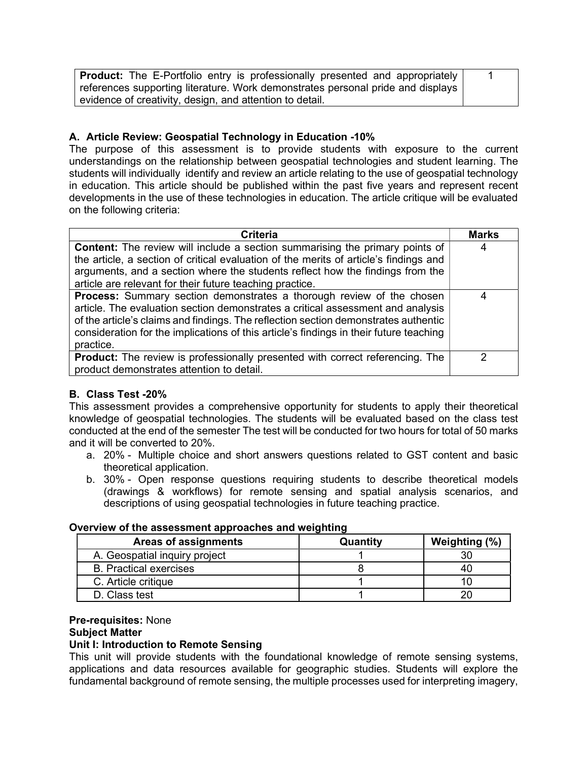| **Product:** The E-Portfolio entry is professionally presented and appropriately references supporting literature. Work demonstrates personal pride and displays evidence of creativity, design, and attention to detail. | 1 |
|---|---|

**A. Article Review: Geospatial Technology in Education -10%**

The purpose of this assessment is to provide students with exposure to the current understandings on the relationship between geospatial technologies and student learning. The students will individually identify and review an article relating to the use of geospatial technology in education. This article should be published within the past five years and represent recent developments in the use of these technologies in education. The article critique will be evaluated on the following criteria:

| Criteria | Marks |
|---|---|
| **Content:** The review will include a section summarising the primary points of the article, a section of critical evaluation of the merits of article's findings and arguments, and a section where the students reflect how the findings from the article are relevant for their future teaching practice. | 4 |
| **Process:** Summary section demonstrates a thorough review of the chosen article. The evaluation section demonstrates a critical assessment and analysis of the article's claims and findings. The reflection section demonstrates authentic consideration for the implications of this article's findings in their future teaching practice. | 4 |
| **Product:** The review is professionally presented with correct referencing. The product demonstrates attention to detail. | 2 |

**B. Class Test -20%**

This assessment provides a comprehensive opportunity for students to apply their theoretical knowledge of geospatial technologies. The students will be evaluated based on the class test conducted at the end of the semester The test will be conducted for two hours for total of 50 marks and it will be converted to 20%.

a. 20% - Multiple choice and short answers questions related to GST content and basic theoretical application.
b. 30% - Open response questions requiring students to describe theoretical models (drawings & workflows) for remote sensing and spatial analysis scenarios, and descriptions of using geospatial technologies in future teaching practice.

**Overview of the assessment approaches and weighting**

| Areas of assignments | Quantity | Weighting (%) |
|---|---|---|
| A. Geospatial inquiry project | 1 | 30 |
| B. Practical exercises | 8 | 40 |
| C. Article critique | 1 | 10 |
| D. Class test | 1 | 20 |

**Pre-requisites:** None

**Subject Matter**

**Unit I: Introduction to Remote Sensing**

This unit will provide students with the foundational knowledge of remote sensing systems, applications and data resources available for geographic studies. Students will explore the fundamental background of remote sensing, the multiple processes used for interpreting imagery,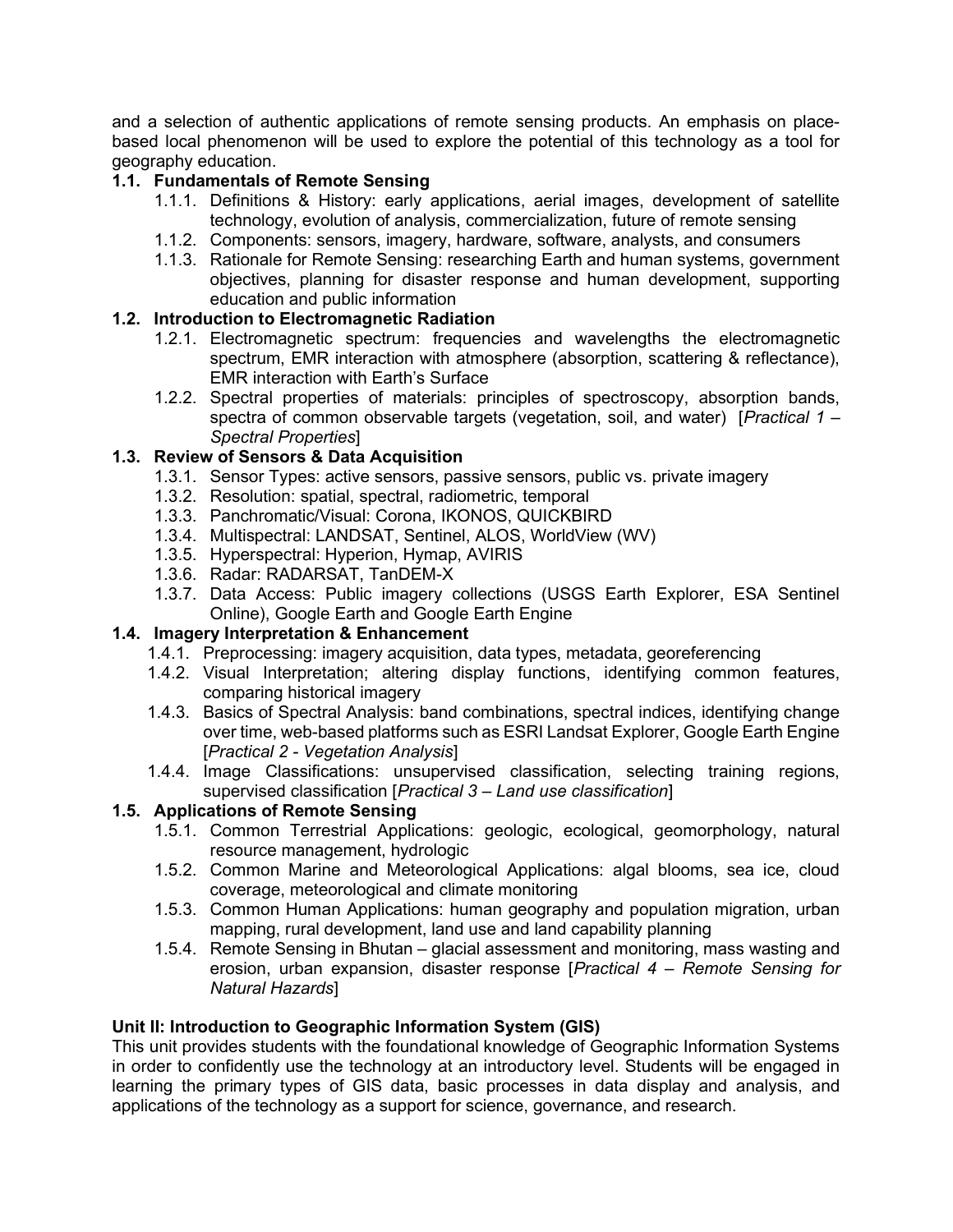and a selection of authentic applications of remote sensing products. An emphasis on place-based local phenomenon will be used to explore the potential of this technology as a tool for geography education.

**1.1. Fundamentals of Remote Sensing**

- 1.1.1. Definitions & History: early applications, aerial images, development of satellite technology, evolution of analysis, commercialization, future of remote sensing
- 1.1.2. Components: sensors, imagery, hardware, software, analysts, and consumers
- 1.1.3. Rationale for Remote Sensing: researching Earth and human systems, government objectives, planning for disaster response and human development, supporting education and public information

**1.2. Introduction to Electromagnetic Radiation**

- 1.2.1. Electromagnetic spectrum: frequencies and wavelengths the electromagnetic spectrum, EMR interaction with atmosphere (absorption, scattering & reflectance), EMR interaction with Earth's Surface
- 1.2.2. Spectral properties of materials: principles of spectroscopy, absorption bands, spectra of common observable targets (vegetation, soil, and water) [*Practical 1 – Spectral Properties*]

**1.3. Review of Sensors & Data Acquisition**

- 1.3.1. Sensor Types: active sensors, passive sensors, public vs. private imagery
- 1.3.2. Resolution: spatial, spectral, radiometric, temporal
- 1.3.3. Panchromatic/Visual: Corona, IKONOS, QUICKBIRD
- 1.3.4. Multispectral: LANDSAT, Sentinel, ALOS, WorldView (WV)
- 1.3.5. Hyperspectral: Hyperion, Hymap, AVIRIS
- 1.3.6. Radar: RADARSAT, TanDEM-X
- 1.3.7. Data Access: Public imagery collections (USGS Earth Explorer, ESA Sentinel Online), Google Earth and Google Earth Engine

**1.4. Imagery Interpretation & Enhancement**

- 1.4.1. Preprocessing: imagery acquisition, data types, metadata, georeferencing
- 1.4.2. Visual Interpretation; altering display functions, identifying common features, comparing historical imagery
- 1.4.3. Basics of Spectral Analysis: band combinations, spectral indices, identifying change over time, web-based platforms such as ESRI Landsat Explorer, Google Earth Engine [*Practical 2 - Vegetation Analysis*]
- 1.4.4. Image Classifications: unsupervised classification, selecting training regions, supervised classification [*Practical 3 – Land use classification*]

**1.5. Applications of Remote Sensing**

- 1.5.1. Common Terrestrial Applications: geologic, ecological, geomorphology, natural resource management, hydrologic
- 1.5.2. Common Marine and Meteorological Applications: algal blooms, sea ice, cloud coverage, meteorological and climate monitoring
- 1.5.3. Common Human Applications: human geography and population migration, urban mapping, rural development, land use and land capability planning
- 1.5.4. Remote Sensing in Bhutan – glacial assessment and monitoring, mass wasting and erosion, urban expansion, disaster response [*Practical 4 – Remote Sensing for Natural Hazards*]

**Unit II: Introduction to Geographic Information System (GIS)**

This unit provides students with the foundational knowledge of Geographic Information Systems in order to confidently use the technology at an introductory level. Students will be engaged in learning the primary types of GIS data, basic processes in data display and analysis, and applications of the technology as a support for science, governance, and research.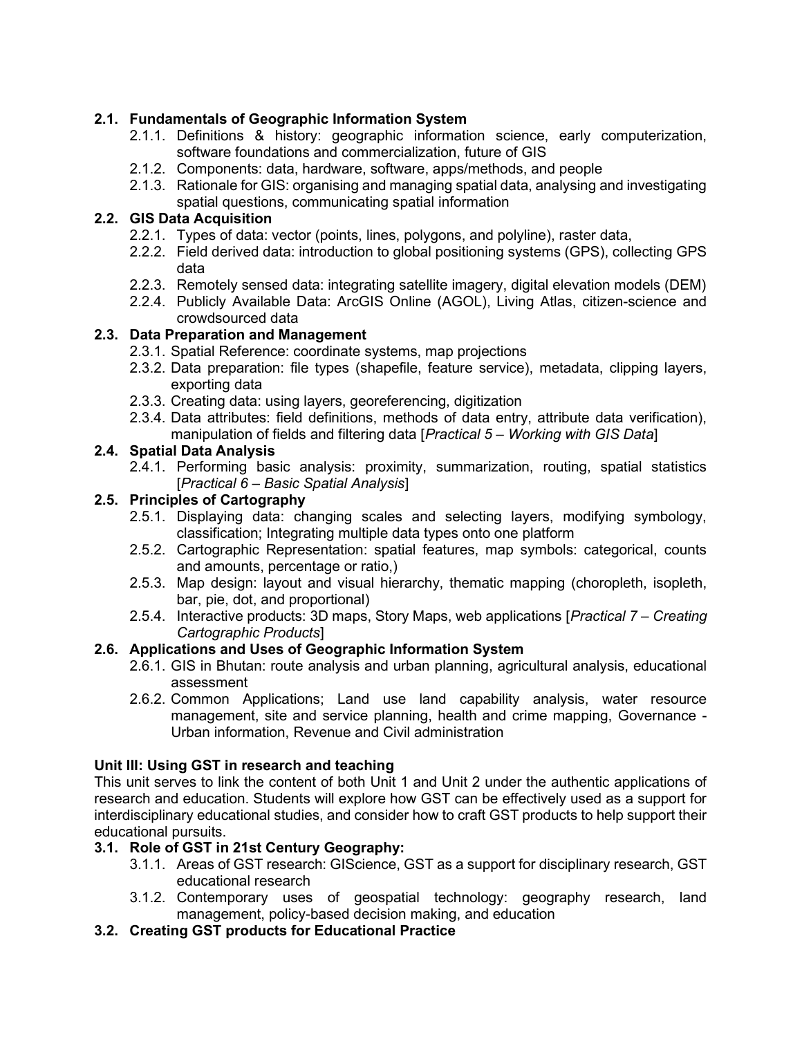### 2.1. Fundamentals of Geographic Information System

- 2.1.1. Definitions & history: geographic information science, early computerization, software foundations and commercialization, future of GIS
- 2.1.2. Components: data, hardware, software, apps/methods, and people
- 2.1.3. Rationale for GIS: organising and managing spatial data, analysing and investigating spatial questions, communicating spatial information

### 2.2. GIS Data Acquisition

- 2.2.1. Types of data: vector (points, lines, polygons, and polyline), raster data,
- 2.2.2. Field derived data: introduction to global positioning systems (GPS), collecting GPS data
- 2.2.3. Remotely sensed data: integrating satellite imagery, digital elevation models (DEM)
- 2.2.4. Publicly Available Data: ArcGIS Online (AGOL), Living Atlas, citizen-science and crowdsourced data

### 2.3. Data Preparation and Management

- 2.3.1. Spatial Reference: coordinate systems, map projections
- 2.3.2. Data preparation: file types (shapefile, feature service), metadata, clipping layers, exporting data
- 2.3.3. Creating data: using layers, georeferencing, digitization
- 2.3.4. Data attributes: field definitions, methods of data entry, attribute data verification), manipulation of fields and filtering data [*Practical 5 – Working with GIS Data*]

### 2.4. Spatial Data Analysis

- 2.4.1. Performing basic analysis: proximity, summarization, routing, spatial statistics [*Practical 6 – Basic Spatial Analysis*]

### 2.5. Principles of Cartography

- 2.5.1. Displaying data: changing scales and selecting layers, modifying symbology, classification; Integrating multiple data types onto one platform
- 2.5.2. Cartographic Representation: spatial features, map symbols: categorical, counts and amounts, percentage or ratio,)
- 2.5.3. Map design: layout and visual hierarchy, thematic mapping (choropleth, isopleth, bar, pie, dot, and proportional)
- 2.5.4. Interactive products: 3D maps, Story Maps, web applications [*Practical 7 – Creating Cartographic Products*]

### 2.6. Applications and Uses of Geographic Information System

- 2.6.1. GIS in Bhutan: route analysis and urban planning, agricultural analysis, educational assessment
- 2.6.2. Common Applications; Land use land capability analysis, water resource management, site and service planning, health and crime mapping, Governance - Urban information, Revenue and Civil administration

## Unit III: Using GST in research and teaching

This unit serves to link the content of both Unit 1 and Unit 2 under the authentic applications of research and education. Students will explore how GST can be effectively used as a support for interdisciplinary educational studies, and consider how to craft GST products to help support their educational pursuits.

### 3.1. Role of GST in 21st Century Geography:

- 3.1.1. Areas of GST research: GIScience, GST as a support for disciplinary research, GST educational research
- 3.1.2. Contemporary uses of geospatial technology: geography research, land management, policy-based decision making, and education

### 3.2. Creating GST products for Educational Practice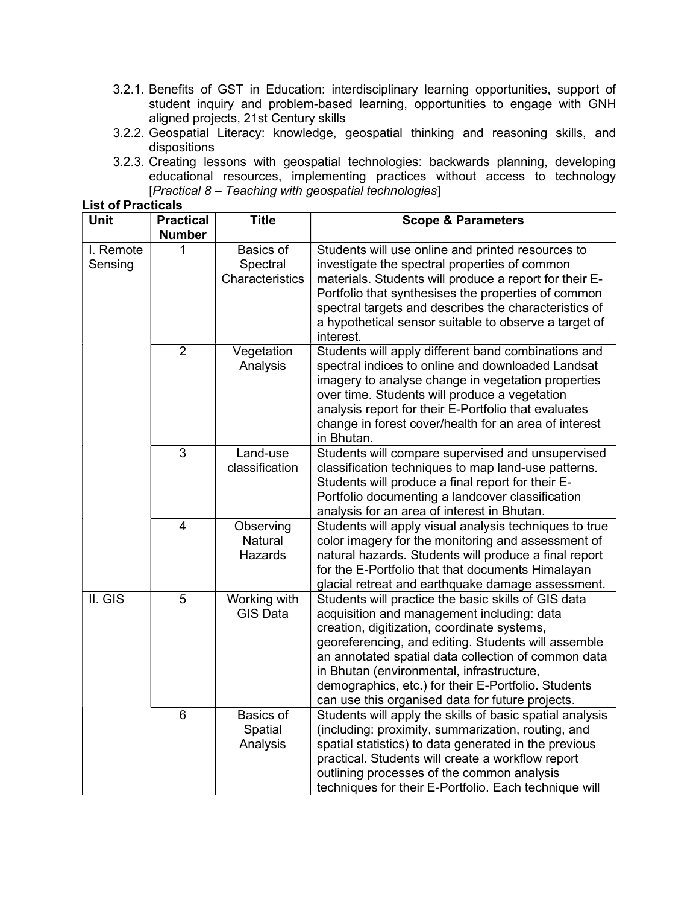3.2.1. Benefits of GST in Education: interdisciplinary learning opportunities, support of student inquiry and problem-based learning, opportunities to engage with GNH aligned projects, 21st Century skills

3.2.2. Geospatial Literacy: knowledge, geospatial thinking and reasoning skills, and dispositions

3.2.3. Creating lessons with geospatial technologies: backwards planning, developing educational resources, implementing practices without access to technology [*Practical 8 – Teaching with geospatial technologies*]

**List of Practicals**

| Unit | Practical Number | Title | Scope & Parameters |
|---|---|---|---|
| I. Remote Sensing | 1 | Basics of Spectral Characteristics | Students will use online and printed resources to investigate the spectral properties of common materials. Students will produce a report for their E-Portfolio that synthesises the properties of common spectral targets and describes the characteristics of a hypothetical sensor suitable to observe a target of interest. |
| | 2 | Vegetation Analysis | Students will apply different band combinations and spectral indices to online and downloaded Landsat imagery to analyse change in vegetation properties over time. Students will produce a vegetation analysis report for their E-Portfolio that evaluates change in forest cover/health for an area of interest in Bhutan. |
| | 3 | Land-use classification | Students will compare supervised and unsupervised classification techniques to map land-use patterns. Students will produce a final report for their E-Portfolio documenting a landcover classification analysis for an area of interest in Bhutan. |
| | 4 | Observing Natural Hazards | Students will apply visual analysis techniques to true color imagery for the monitoring and assessment of natural hazards. Students will produce a final report for the E-Portfolio that that documents Himalayan glacial retreat and earthquake damage assessment. |
| II. GIS | 5 | Working with GIS Data | Students will practice the basic skills of GIS data acquisition and management including: data creation, digitization, coordinate systems, georeferencing, and editing. Students will assemble an annotated spatial data collection of common data in Bhutan (environmental, infrastructure, demographics, etc.) for their E-Portfolio. Students can use this organised data for future projects. |
| | 6 | Basics of Spatial Analysis | Students will apply the skills of basic spatial analysis (including: proximity, summarization, routing, and spatial statistics) to data generated in the previous practical. Students will create a workflow report outlining processes of the common analysis techniques for their E-Portfolio. Each technique will |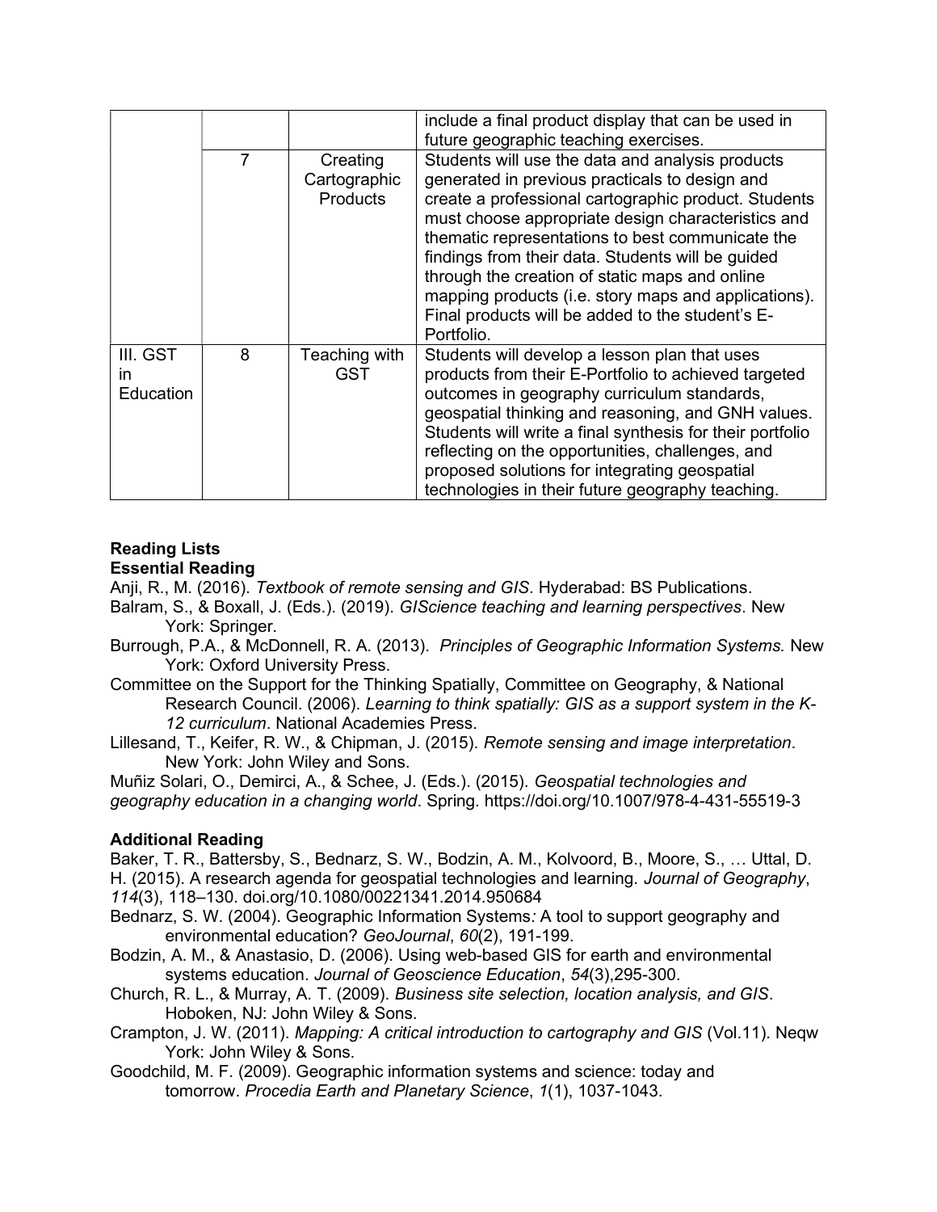| | | | include a final product display that can be used in future geographic teaching exercises. |
|---|---|---|---|
| | 7 | Creating Cartographic Products | Students will use the data and analysis products generated in previous practicals to design and create a professional cartographic product. Students must choose appropriate design characteristics and thematic representations to best communicate the findings from their data. Students will be guided through the creation of static maps and online mapping products (i.e. story maps and applications). Final products will be added to the student's E-Portfolio. |
| III. GST in Education | 8 | Teaching with GST | Students will develop a lesson plan that uses products from their E-Portfolio to achieved targeted outcomes in geography curriculum standards, geospatial thinking and reasoning, and GNH values. Students will write a final synthesis for their portfolio reflecting on the opportunities, challenges, and proposed solutions for integrating geospatial technologies in their future geography teaching. |

**Reading Lists**

**Essential Reading**

Anji, R., M. (2016). *Textbook of remote sensing and GIS*. Hyderabad: BS Publications.

Balram, S., & Boxall, J. (Eds.). (2019). *GIScience teaching and learning perspectives*. New York: Springer.

Burrough, P.A., & McDonnell, R. A. (2013). *Principles of Geographic Information Systems.* New York: Oxford University Press.

Committee on the Support for the Thinking Spatially, Committee on Geography, & National Research Council. (2006). *Learning to think spatially: GIS as a support system in the K-12 curriculum*. National Academies Press.

Lillesand, T., Keifer, R. W., & Chipman, J. (2015). *Remote sensing and image interpretation*. New York: John Wiley and Sons.

Muñiz Solari, O., Demirci, A., & Schee, J. (Eds.). (2015). *Geospatial technologies and geography education in a changing world*. Spring. https://doi.org/10.1007/978-4-431-55519-3

**Additional Reading**

Baker, T. R., Battersby, S., Bednarz, S. W., Bodzin, A. M., Kolvoord, B., Moore, S., … Uttal, D. H. (2015). A research agenda for geospatial technologies and learning. *Journal of Geography*, *114*(3), 118–130. doi.org/10.1080/00221341.2014.950684

Bednarz, S. W. (2004). Geographic Information Systems*:* A tool to support geography and environmental education? *GeoJournal*, *60*(2), 191-199.

Bodzin, A. M., & Anastasio, D. (2006). Using web-based GIS for earth and environmental systems education. *Journal of Geoscience Education*, *54*(3),295-300.

Church, R. L., & Murray, A. T. (2009). *Business site selection, location analysis, and GIS*. Hoboken, NJ: John Wiley & Sons.

Crampton, J. W. (2011). *Mapping: A critical introduction to cartography and GIS* (Vol.11). Neqw York: John Wiley & Sons.

Goodchild, M. F. (2009). Geographic information systems and science: today and tomorrow. *Procedia Earth and Planetary Science*, *1*(1), 1037-1043.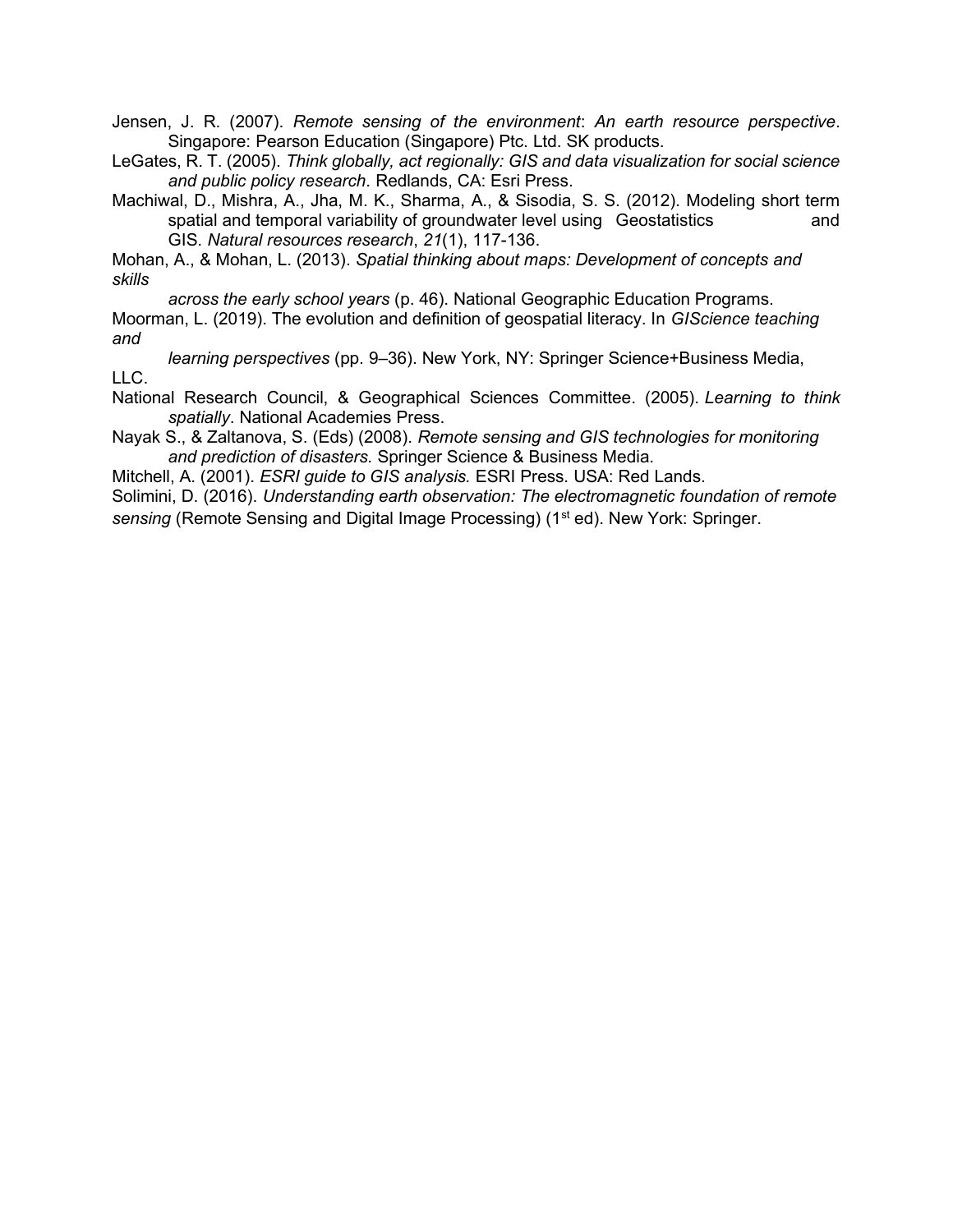Jensen, J. R. (2007). *Remote sensing of the environment*: *An earth resource perspective*. Singapore: Pearson Education (Singapore) Ptc. Ltd. SK products.

LeGates, R. T. (2005). *Think globally, act regionally: GIS and data visualization for social science and public policy research*. Redlands, CA: Esri Press.

Machiwal, D., Mishra, A., Jha, M. K., Sharma, A., & Sisodia, S. S. (2012). Modeling short term spatial and temporal variability of groundwater level using Geostatistics and GIS. *Natural resources research*, *21*(1), 117-136.

Mohan, A., & Mohan, L. (2013). *Spatial thinking about maps: Development of concepts and skills across the early school years* (p. 46). National Geographic Education Programs.

Moorman, L. (2019). The evolution and definition of geospatial literacy. In *GIScience teaching and learning perspectives* (pp. 9–36). New York, NY: Springer Science+Business Media, LLC.

National Research Council, & Geographical Sciences Committee. (2005). *Learning to think spatially*. National Academies Press.

Nayak S., & Zaltanova, S. (Eds) (2008). *Remote sensing and GIS technologies for monitoring and prediction of disasters.* Springer Science & Business Media.

Mitchell, A. (2001). *ESRI guide to GIS analysis.* ESRI Press. USA: Red Lands.

Solimini, D. (2016). *Understanding earth observation: The electromagnetic foundation of remote sensing* (Remote Sensing and Digital Image Processing) (1st ed). New York: Springer.